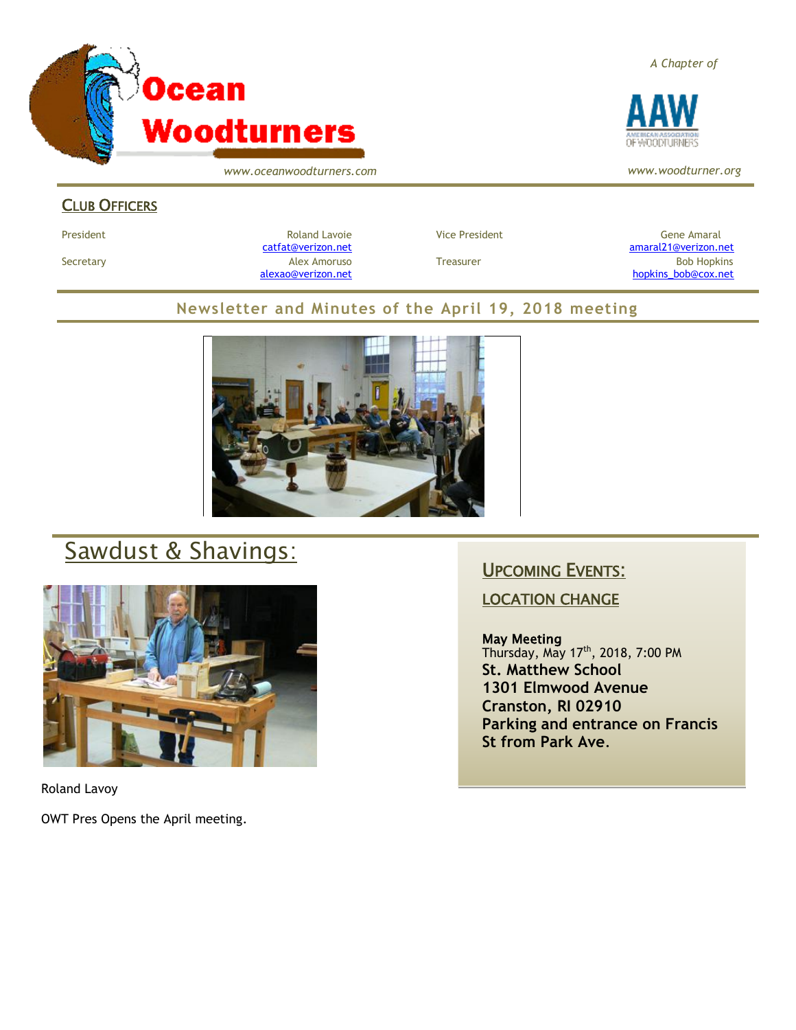# Ocean Woodturners

*www.oceanwoodturners.com*

*A Chapter of*

AAW — American Association of Woodturners

*www.woodturner.org*

## Club Officers

| | | | |
|---|---|---|---|
| President | Roland Lavoie catfat@verizon.net | Vice President | Gene Amaral amaral21@verizon.net |
| Secretary | Alex Amoruso alexao@verizon.net | Treasurer | Bob Hopkins hopkins_bob@cox.net |

## Newsletter and Minutes of the April 19, 2018 meeting

## Sawdust & Shavings:

Roland Lavoy

OWT Pres Opens the April meeting.

## Upcoming Events:

### Location Change

**May Meeting**
Thursday, May 17th, 2018, 7:00 PM
**St. Matthew School**
**1301 Elmwood Avenue**
**Cranston, RI 02910**
**Parking and entrance on Francis St from Park Ave.**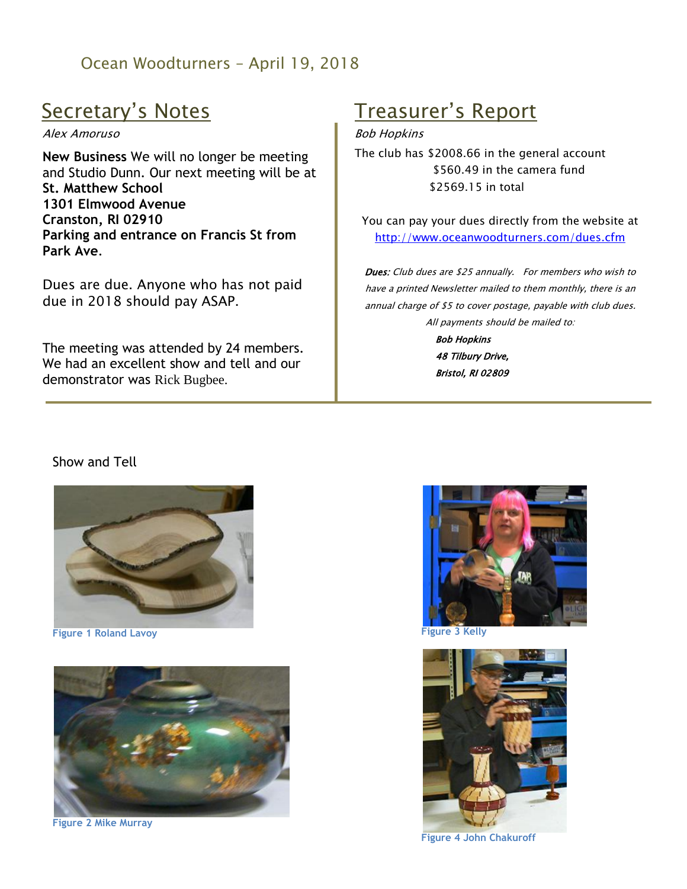# Ocean Woodturners – April 19, 2018

## Secretary's Notes

*Alex Amoruso*

**New Business** We will no longer be meeting and Studio Dunn. Our next meeting will be at
**St. Matthew School**
**1301 Elmwood Avenue**
**Cranston, RI 02910**
**Parking and entrance on Francis St from Park Ave.**

Dues are due. Anyone who has not paid due in 2018 should pay ASAP.

The meeting was attended by 24 members. We had an excellent show and tell and our demonstrator was Rick Bugbee.

## Treasurer's Report

*Bob Hopkins*

The club has $2008.66 in the general account
$560.49 in the camera fund
$2569.15 in total

You can pay your dues directly from the website at http://www.oceanwoodturners.com/dues.cfm

***Dues:*** *Club dues are $25 annually. For members who wish to have a printed Newsletter mailed to them monthly, there is an annual charge of $5 to cover postage, payable with club dues.*

*All payments should be mailed to:*

***Bob Hopkins***
***48 Tilbury Drive,***
***Bristol, RI 02809***

Show and Tell

Figure 1 Roland Lavoy

Figure 2 Mike Murray

Figure 3 Kelly

Figure 4 John Chakuroff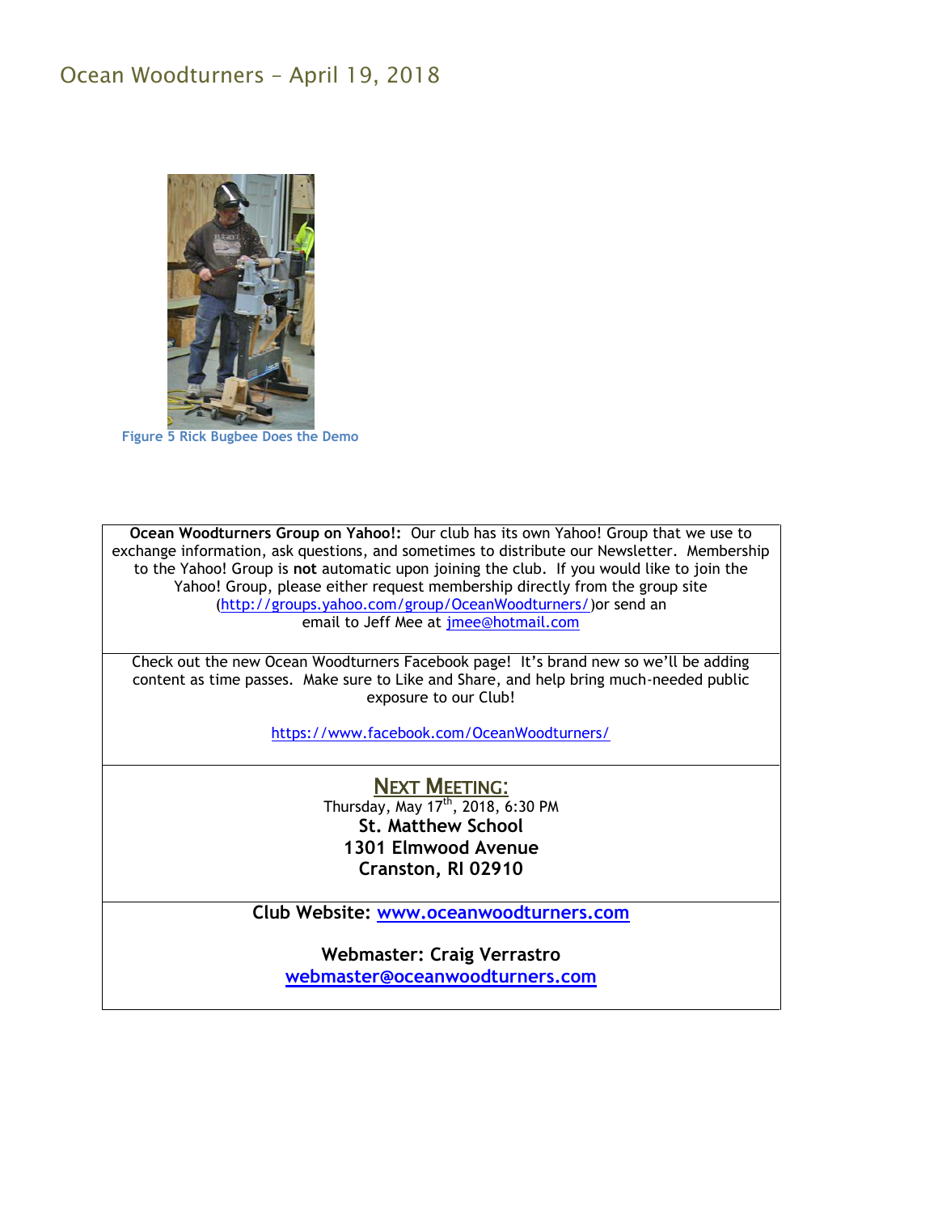Figure 5 Rick Bugbee Does the Demo

**Ocean Woodturners Group on Yahoo!:** Our club has its own Yahoo! Group that we use to exchange information, ask questions, and sometimes to distribute our Newsletter. Membership to the Yahoo! Group is **not** automatic upon joining the club. If you would like to join the Yahoo! Group, please either request membership directly from the group site (http://groups.yahoo.com/group/OceanWoodturners/)or send an email to Jeff Mee at jmee@hotmail.com

Check out the new Ocean Woodturners Facebook page! It's brand new so we'll be adding content as time passes. Make sure to Like and Share, and help bring much-needed public exposure to our Club!

https://www.facebook.com/OceanWoodturners/

## Next Meeting:

Thursday, May 17th, 2018, 6:30 PM
**St. Matthew School**
**1301 Elmwood Avenue**
**Cranston, RI 02910**

**Club Website: www.oceanwoodturners.com**

**Webmaster: Craig Verrastro**
**webmaster@oceanwoodturners.com**